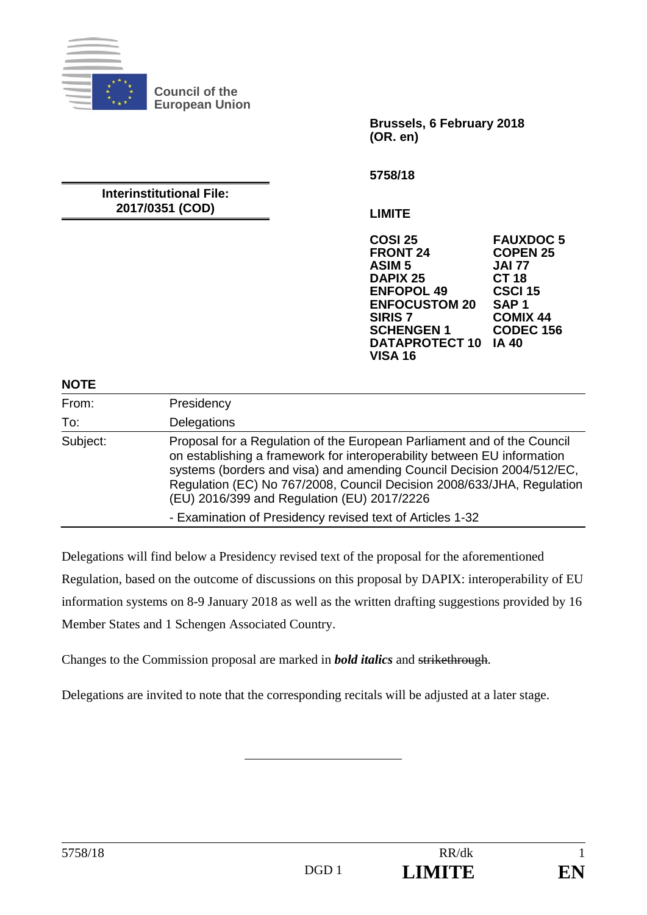**Council of the European Union**

**Brussels, 6 February 2018**
**(OR. en)**

**5758/18**

**Interinstitutional File:**
**2017/0351 (COD)**

**LIMITE**

**COSI 25**
**FRONT 24**
**ASIM 5**
**DAPIX 25**
**ENFOPOL 49**
**ENFOCUSTOM 20**
**SIRIS 7**
**SCHENGEN 1**
**DATAPROTECT 10**
**VISA 16**
**FAUXDOC 5**
**COPEN 25**
**JAI 77**
**CT 18**
**CSCI 15**
**SAP 1**
**COMIX 44**
**CODEC 156**
**IA 40**

**NOTE**

| | |
|---|---|
| From: | Presidency |
| To: | Delegations |
| Subject: | Proposal for a Regulation of the European Parliament and of the Council on establishing a framework for interoperability between EU information systems (borders and visa) and amending Council Decision 2004/512/EC, Regulation (EC) No 767/2008, Council Decision 2008/633/JHA, Regulation (EU) 2016/399 and Regulation (EU) 2017/2226<br>- Examination of Presidency revised text of Articles 1-32 |

Delegations will find below a Presidency revised text of the proposal for the aforementioned Regulation, based on the outcome of discussions on this proposal by DAPIX: interoperability of EU information systems on 8-9 January 2018 as well as the written drafting suggestions provided by 16 Member States and 1 Schengen Associated Country.

Changes to the Commission proposal are marked in ***bold italics*** and ~~strikethrough~~.

Delegations are invited to note that the corresponding recitals will be adjusted at a later stage.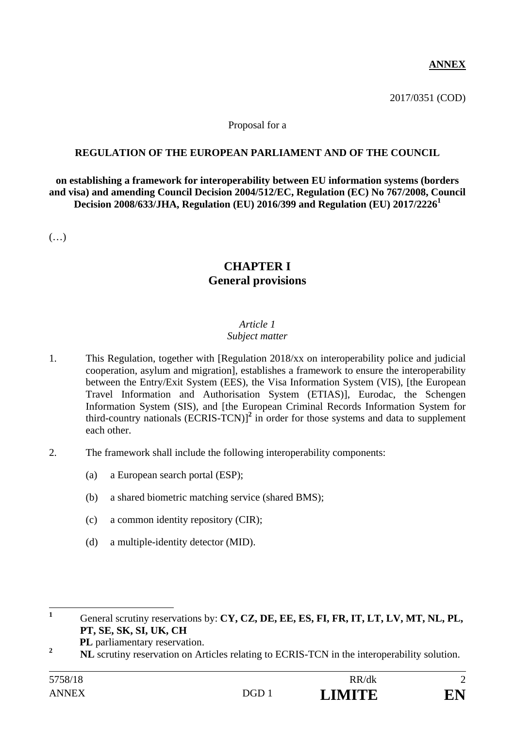**ANNEX**

2017/0351 (COD)

Proposal for a

**REGULATION OF THE EUROPEAN PARLIAMENT AND OF THE COUNCIL**

**on establishing a framework for interoperability between EU information systems (borders and visa) and amending Council Decision 2004/512/EC, Regulation (EC) No 767/2008, Council Decision 2008/633/JHA, Regulation (EU) 2016/399 and Regulation (EU) 2017/2226**[1]

(…)

## CHAPTER I
## General provisions

*Article 1*
*Subject matter*

1. This Regulation, together with [Regulation 2018/xx on interoperability police and judicial cooperation, asylum and migration], establishes a framework to ensure the interoperability between the Entry/Exit System (EES), the Visa Information System (VIS), [the European Travel Information and Authorisation System (ETIAS)], Eurodac, the Schengen Information System (SIS), and [the European Criminal Records Information System for third-country nationals (ECRIS-TCN)][2] in order for those systems and data to supplement each other.

2. The framework shall include the following interoperability components:

   (a) a European search portal (ESP);

   (b) a shared biometric matching service (shared BMS);

   (c) a common identity repository (CIR);

   (d) a multiple-identity detector (MID).

---

[1] General scrutiny reservations by: **CY, CZ, DE, EE, ES, FI, FR, IT, LT, LV, MT, NL, PL, PT, SE, SK, SI, UK, CH**
**PL** parliamentary reservation.

[2] **NL** scrutiny reservation on Articles relating to ECRIS-TCN in the interoperability solution.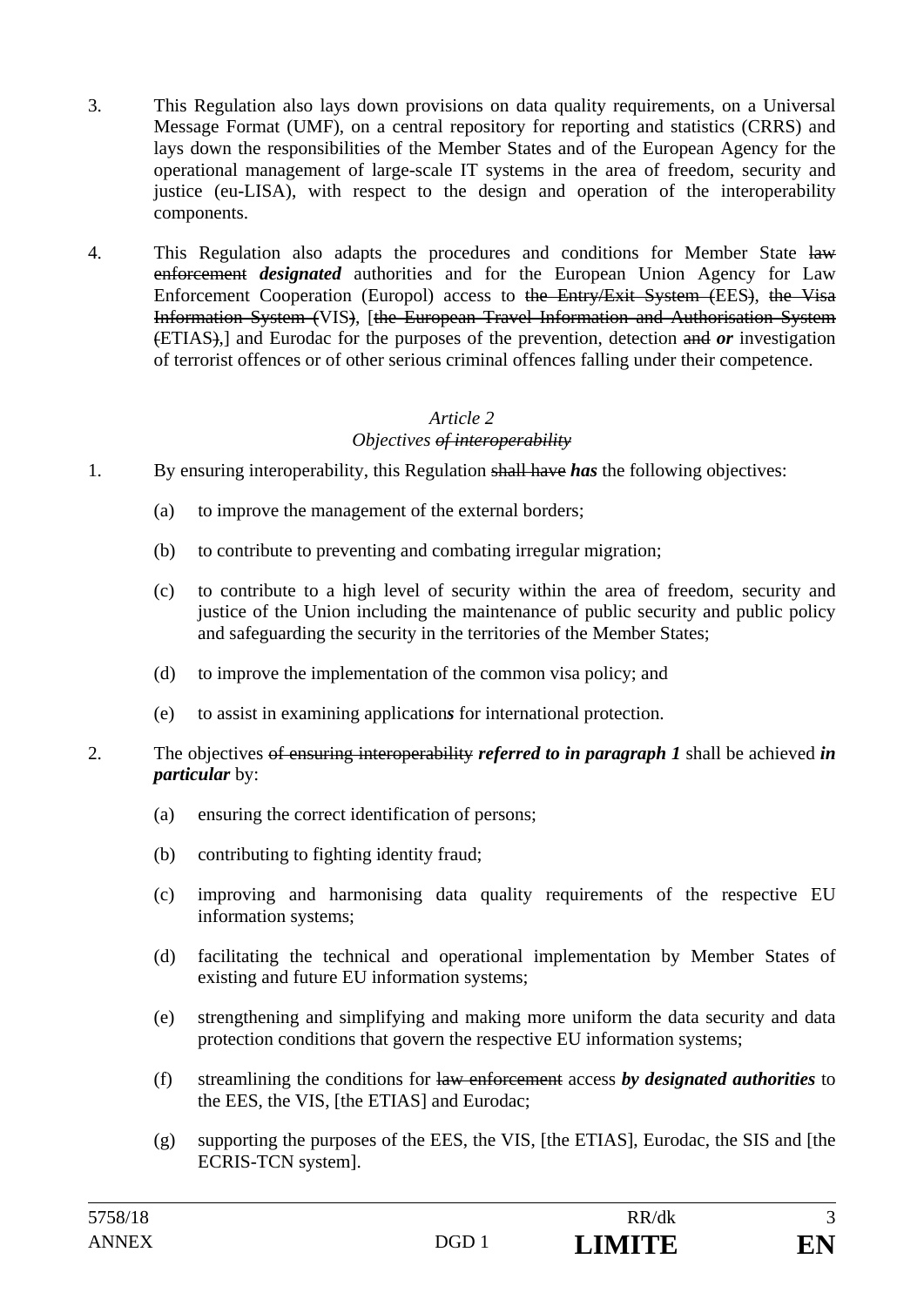3. This Regulation also lays down provisions on data quality requirements, on a Universal Message Format (UMF), on a central repository for reporting and statistics (CRRS) and lays down the responsibilities of the Member States and of the European Agency for the operational management of large-scale IT systems in the area of freedom, security and justice (eu-LISA), with respect to the design and operation of the interoperability components.

4. This Regulation also adapts the procedures and conditions for Member State ~~law enforcement~~ ***designated*** authorities and for the European Union Agency for Law Enforcement Cooperation (Europol) access to ~~the Entry/Exit System (~~EES~~)~~, ~~the Visa Information System (~~VIS~~)~~, [~~the European Travel Information and Authorisation System (~~ETIAS~~),~~] and Eurodac for the purposes of the prevention, detection ~~and~~ ***or*** investigation of terrorist offences or of other serious criminal offences falling under their competence.

### *Article 2*
### *Objectives ~~of interoperability~~*

1. By ensuring interoperability, this Regulation ~~shall have~~ ***has*** the following objectives:

   (a) to improve the management of the external borders;

   (b) to contribute to preventing and combating irregular migration;

   (c) to contribute to a high level of security within the area of freedom, security and justice of the Union including the maintenance of public security and public policy and safeguarding the security in the territories of the Member States;

   (d) to improve the implementation of the common visa policy; and

   (e) to assist in examining application***s*** for international protection.

2. The objectives ~~of ensuring interoperability~~ ***referred to in paragraph 1*** shall be achieved ***in particular*** by:

   (a) ensuring the correct identification of persons;

   (b) contributing to fighting identity fraud;

   (c) improving and harmonising data quality requirements of the respective EU information systems;

   (d) facilitating the technical and operational implementation by Member States of existing and future EU information systems;

   (e) strengthening and simplifying and making more uniform the data security and data protection conditions that govern the respective EU information systems;

   (f) streamlining the conditions for ~~law enforcement~~ access ***by designated authorities*** to the EES, the VIS, [the ETIAS] and Eurodac;

   (g) supporting the purposes of the EES, the VIS, [the ETIAS], Eurodac, the SIS and [the ECRIS-TCN system].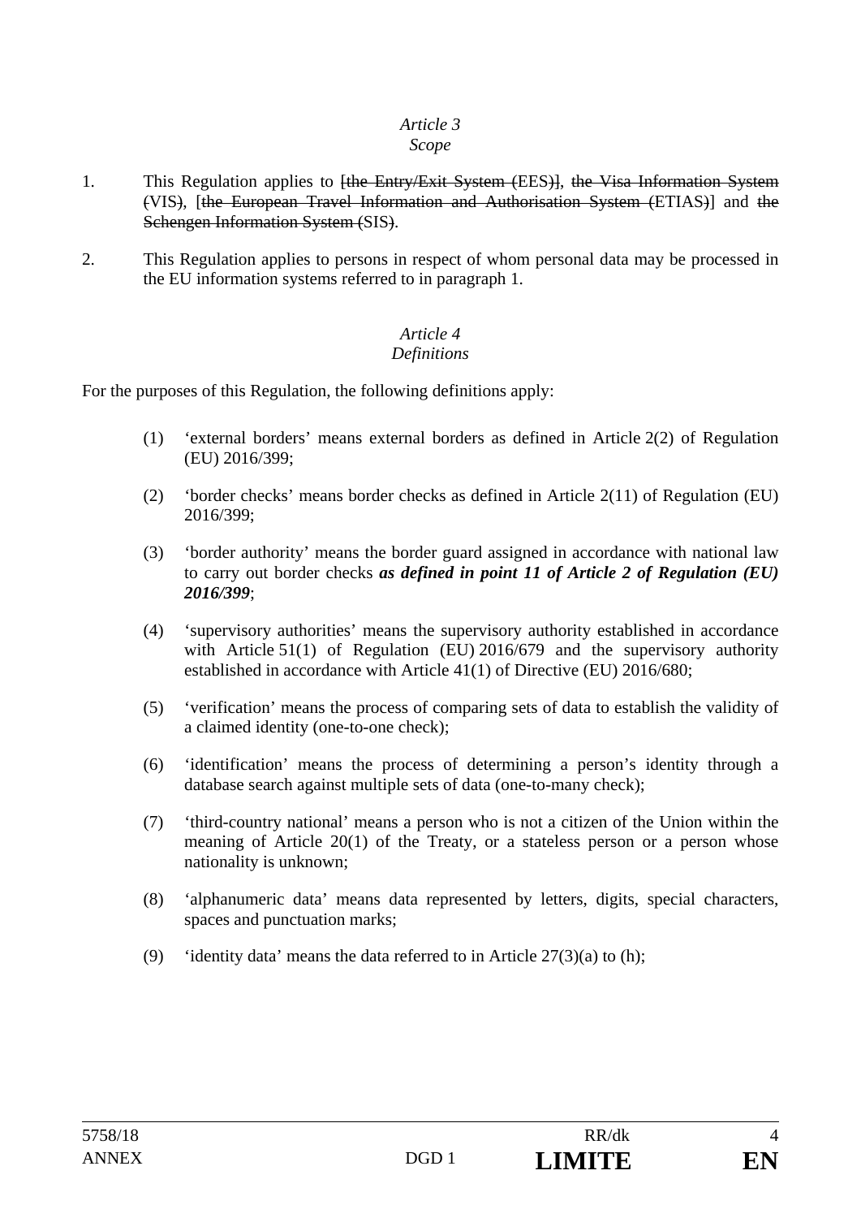*Article 3*
*Scope*

1. This Regulation applies to ~~[the Entry/Exit System (EES)]~~, ~~the Visa Information System (~~VIS~~)~~, [~~the European Travel Information and Authorisation System (~~ETIAS~~)~~] and ~~the Schengen Information System (~~SIS~~)~~.

2. This Regulation applies to persons in respect of whom personal data may be processed in the EU information systems referred to in paragraph 1.

*Article 4*
*Definitions*

For the purposes of this Regulation, the following definitions apply:

(1) 'external borders' means external borders as defined in Article 2(2) of Regulation (EU) 2016/399;

(2) 'border checks' means border checks as defined in Article 2(11) of Regulation (EU) 2016/399;

(3) 'border authority' means the border guard assigned in accordance with national law to carry out border checks ***as defined in point 11 of Article 2 of Regulation (EU) 2016/399***;

(4) 'supervisory authorities' means the supervisory authority established in accordance with Article 51(1) of Regulation (EU) 2016/679 and the supervisory authority established in accordance with Article 41(1) of Directive (EU) 2016/680;

(5) 'verification' means the process of comparing sets of data to establish the validity of a claimed identity (one-to-one check);

(6) 'identification' means the process of determining a person's identity through a database search against multiple sets of data (one-to-many check);

(7) 'third-country national' means a person who is not a citizen of the Union within the meaning of Article 20(1) of the Treaty, or a stateless person or a person whose nationality is unknown;

(8) 'alphanumeric data' means data represented by letters, digits, special characters, spaces and punctuation marks;

(9) 'identity data' means the data referred to in Article 27(3)(a) to (h);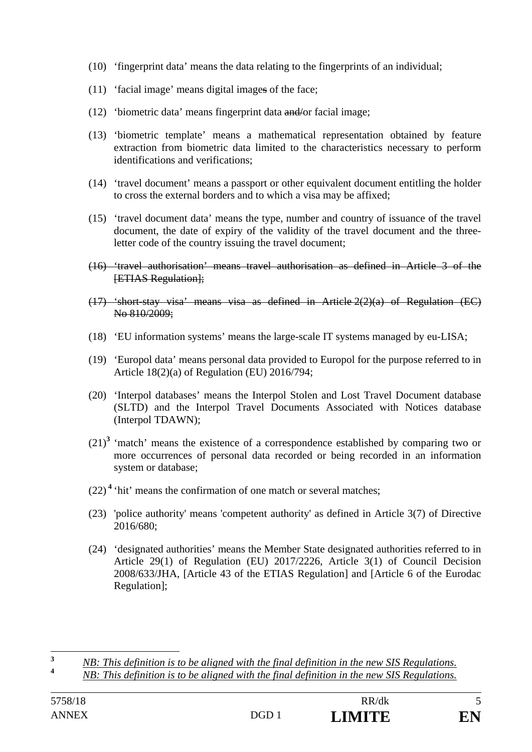(10) ‘fingerprint data’ means the data relating to the fingerprints of an individual;

(11) ‘facial image’ means digital images of the face;

(12) ‘biometric data’ means fingerprint data and/or facial image;

(13) ‘biometric template’ means a mathematical representation obtained by feature extraction from biometric data limited to the characteristics necessary to perform identifications and verifications;

(14) ‘travel document’ means a passport or other equivalent document entitling the holder to cross the external borders and to which a visa may be affixed;

(15) ‘travel document data’ means the type, number and country of issuance of the travel document, the date of expiry of the validity of the travel document and the three-letter code of the country issuing the travel document;

~~(16) ‘travel authorisation’ means travel authorisation as defined in Article 3 of the [ETIAS Regulation];~~

~~(17) ‘short-stay visa’ means visa as defined in Article 2(2)(a) of Regulation (EC) No 810/2009;~~

(18) ‘EU information systems’ means the large-scale IT systems managed by eu-LISA;

(19) ‘Europol data’ means personal data provided to Europol for the purpose referred to in Article 18(2)(a) of Regulation (EU) 2016/794;

(20) ‘Interpol databases’ means the Interpol Stolen and Lost Travel Document database (SLTD) and the Interpol Travel Documents Associated with Notices database (Interpol TDAWN);

(21)[3] ‘match’ means the existence of a correspondence established by comparing two or more occurrences of personal data recorded or being recorded in an information system or database;

(22)[4] ‘hit’ means the confirmation of one match or several matches;

(23) 'police authority' means 'competent authority' as defined in Article 3(7) of Directive 2016/680;

(24) ‘designated authorities’ means the Member State designated authorities referred to in Article 29(1) of Regulation (EU) 2017/2226, Article 3(1) of Council Decision 2008/633/JHA, [Article 43 of the ETIAS Regulation] and [Article 6 of the Eurodac Regulation];

---

[3] *NB: This definition is to be aligned with the final definition in the new SIS Regulations.*

[4] *NB: This definition is to be aligned with the final definition in the new SIS Regulations.*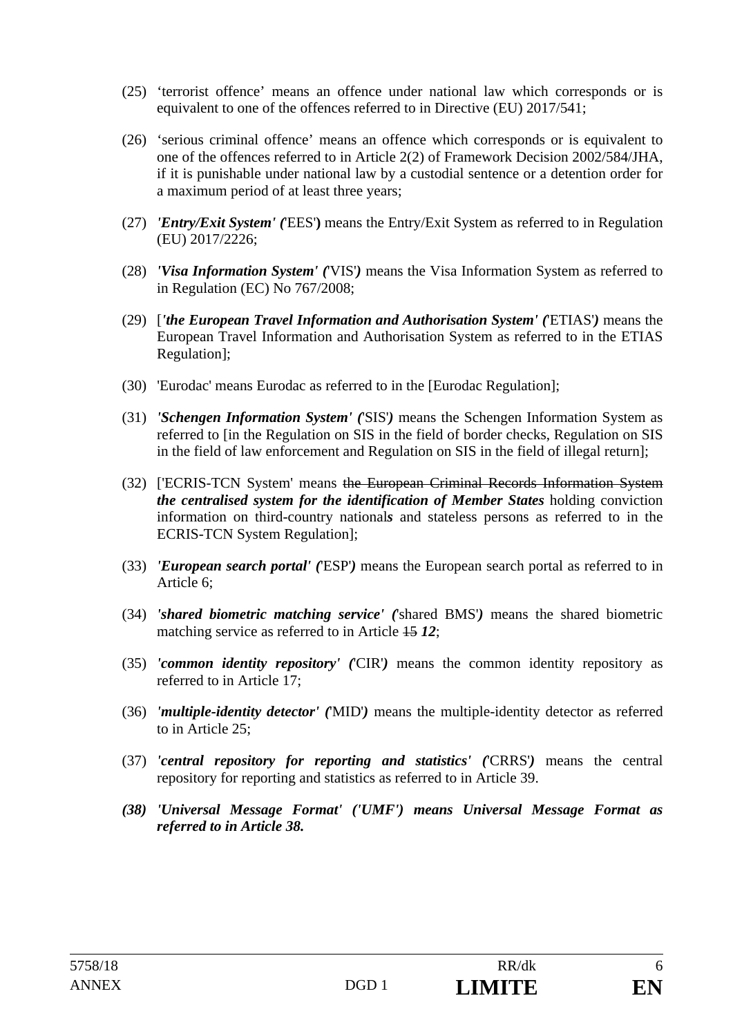(25) ‘terrorist offence’ means an offence under national law which corresponds or is equivalent to one of the offences referred to in Directive (EU) 2017/541;

(26) ‘serious criminal offence’ means an offence which corresponds or is equivalent to one of the offences referred to in Article 2(2) of Framework Decision 2002/584/JHA, if it is punishable under national law by a custodial sentence or a detention order for a maximum period of at least three years;

(27) ***'Entry/Exit System' (***'EES'**)** means the Entry/Exit System as referred to in Regulation (EU) 2017/2226;

(28) ***'Visa Information System' (***'VIS'***)*** means the Visa Information System as referred to in Regulation (EC) No 767/2008;

(29) [***'the European Travel Information and Authorisation System' (***'ETIAS'***)*** means the European Travel Information and Authorisation System as referred to in the ETIAS Regulation];

(30) 'Eurodac' means Eurodac as referred to in the [Eurodac Regulation];

(31) ***'Schengen Information System' (***'SIS'***)*** means the Schengen Information System as referred to [in the Regulation on SIS in the field of border checks, Regulation on SIS in the field of law enforcement and Regulation on SIS in the field of illegal return];

(32) ['ECRIS-TCN System' means ~~the European Criminal Records Information System~~ ***the centralised system for the identification of Member States*** holding conviction information on third-country national***s*** and stateless persons as referred to in the ECRIS-TCN System Regulation];

(33) ***'European search portal' (***'ESP'***)*** means the European search portal as referred to in Article 6;

(34) ***'shared biometric matching service' (***'shared BMS'***)*** means the shared biometric matching service as referred to in Article ~~15~~ ***12***;

(35) ***'common identity repository' (***'CIR'***)*** means the common identity repository as referred to in Article 17;

(36) ***'multiple-identity detector' (***'MID'***)*** means the multiple-identity detector as referred to in Article 25;

(37) ***'central repository for reporting and statistics' (***'CRRS'***)*** means the central repository for reporting and statistics as referred to in Article 39.

***(38) 'Universal Message Format' ('UMF') means Universal Message Format as referred to in Article 38.***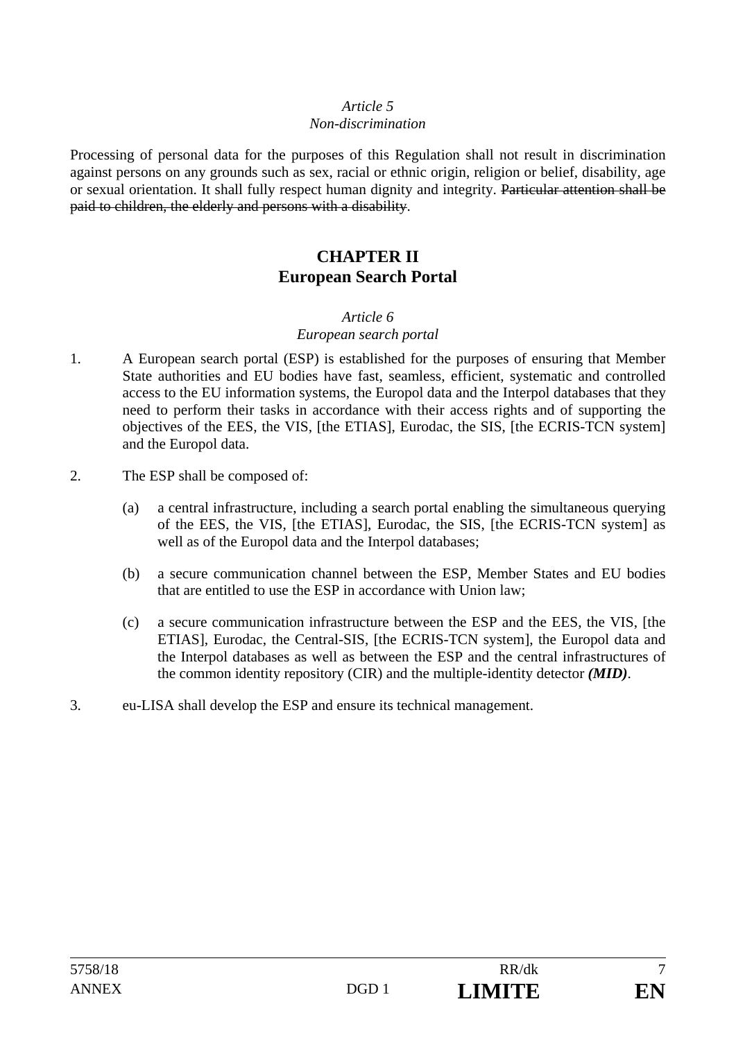*Article 5*
*Non-discrimination*

Processing of personal data for the purposes of this Regulation shall not result in discrimination against persons on any grounds such as sex, racial or ethnic origin, religion or belief, disability, age or sexual orientation. It shall fully respect human dignity and integrity. ~~Particular attention shall be paid to children, the elderly and persons with a disability~~.

## CHAPTER II
## European Search Portal

*Article 6*
*European search portal*

1. A European search portal (ESP) is established for the purposes of ensuring that Member State authorities and EU bodies have fast, seamless, efficient, systematic and controlled access to the EU information systems, the Europol data and the Interpol databases that they need to perform their tasks in accordance with their access rights and of supporting the objectives of the EES, the VIS, [the ETIAS], Eurodac, the SIS, [the ECRIS-TCN system] and the Europol data.

2. The ESP shall be composed of:

   (a) a central infrastructure, including a search portal enabling the simultaneous querying of the EES, the VIS, [the ETIAS], Eurodac, the SIS, [the ECRIS-TCN system] as well as of the Europol data and the Interpol databases;

   (b) a secure communication channel between the ESP, Member States and EU bodies that are entitled to use the ESP in accordance with Union law;

   (c) a secure communication infrastructure between the ESP and the EES, the VIS, [the ETIAS], Eurodac, the Central-SIS, [the ECRIS-TCN system], the Europol data and the Interpol databases as well as between the ESP and the central infrastructures of the common identity repository (CIR) and the multiple-identity detector ***(MID)***.

3. eu-LISA shall develop the ESP and ensure its technical management.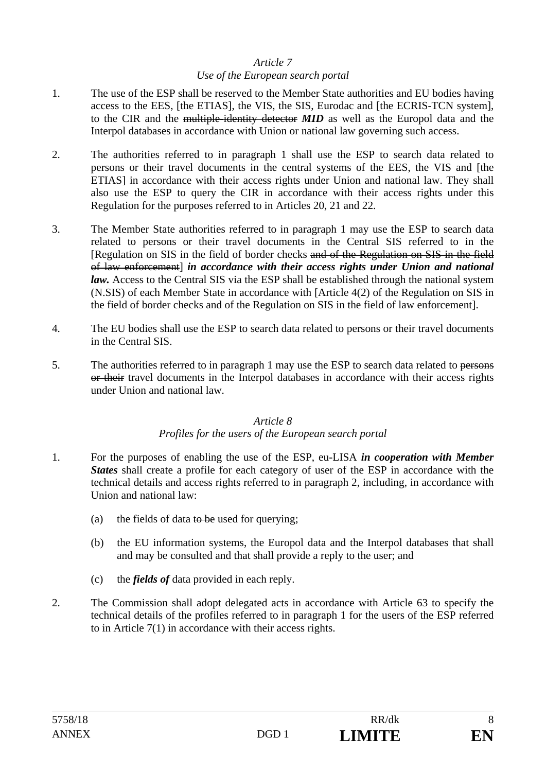*Article 7*
*Use of the European search portal*

1. The use of the ESP shall be reserved to the Member State authorities and EU bodies having access to the EES, [the ETIAS], the VIS, the SIS, Eurodac and [the ECRIS-TCN system], to the CIR and the ~~multiple-identity detector~~ ***MID*** as well as the Europol data and the Interpol databases in accordance with Union or national law governing such access.

2. The authorities referred to in paragraph 1 shall use the ESP to search data related to persons or their travel documents in the central systems of the EES, the VIS and [the ETIAS] in accordance with their access rights under Union and national law. They shall also use the ESP to query the CIR in accordance with their access rights under this Regulation for the purposes referred to in Articles 20, 21 and 22.

3. The Member State authorities referred to in paragraph 1 may use the ESP to search data related to persons or their travel documents in the Central SIS referred to in the [Regulation on SIS in the field of border checks ~~and of the Regulation on SIS in the field of law enforcement~~] ***in accordance with their access rights under Union and national law.*** Access to the Central SIS via the ESP shall be established through the national system (N.SIS) of each Member State in accordance with [Article 4(2) of the Regulation on SIS in the field of border checks and of the Regulation on SIS in the field of law enforcement].

4. The EU bodies shall use the ESP to search data related to persons or their travel documents in the Central SIS.

5. The authorities referred to in paragraph 1 may use the ESP to search data related to ~~persons or their~~ travel documents in the Interpol databases in accordance with their access rights under Union and national law.

*Article 8*
*Profiles for the users of the European search portal*

1. For the purposes of enabling the use of the ESP, eu-LISA ***in cooperation with Member States*** shall create a profile for each category of user of the ESP in accordance with the technical details and access rights referred to in paragraph 2, including, in accordance with Union and national law:

   (a) the fields of data ~~to be~~ used for querying;

   (b) the EU information systems, the Europol data and the Interpol databases that shall and may be consulted and that shall provide a reply to the user; and

   (c) the ***fields of*** data provided in each reply.

2. The Commission shall adopt delegated acts in accordance with Article 63 to specify the technical details of the profiles referred to in paragraph 1 for the users of the ESP referred to in Article 7(1) in accordance with their access rights.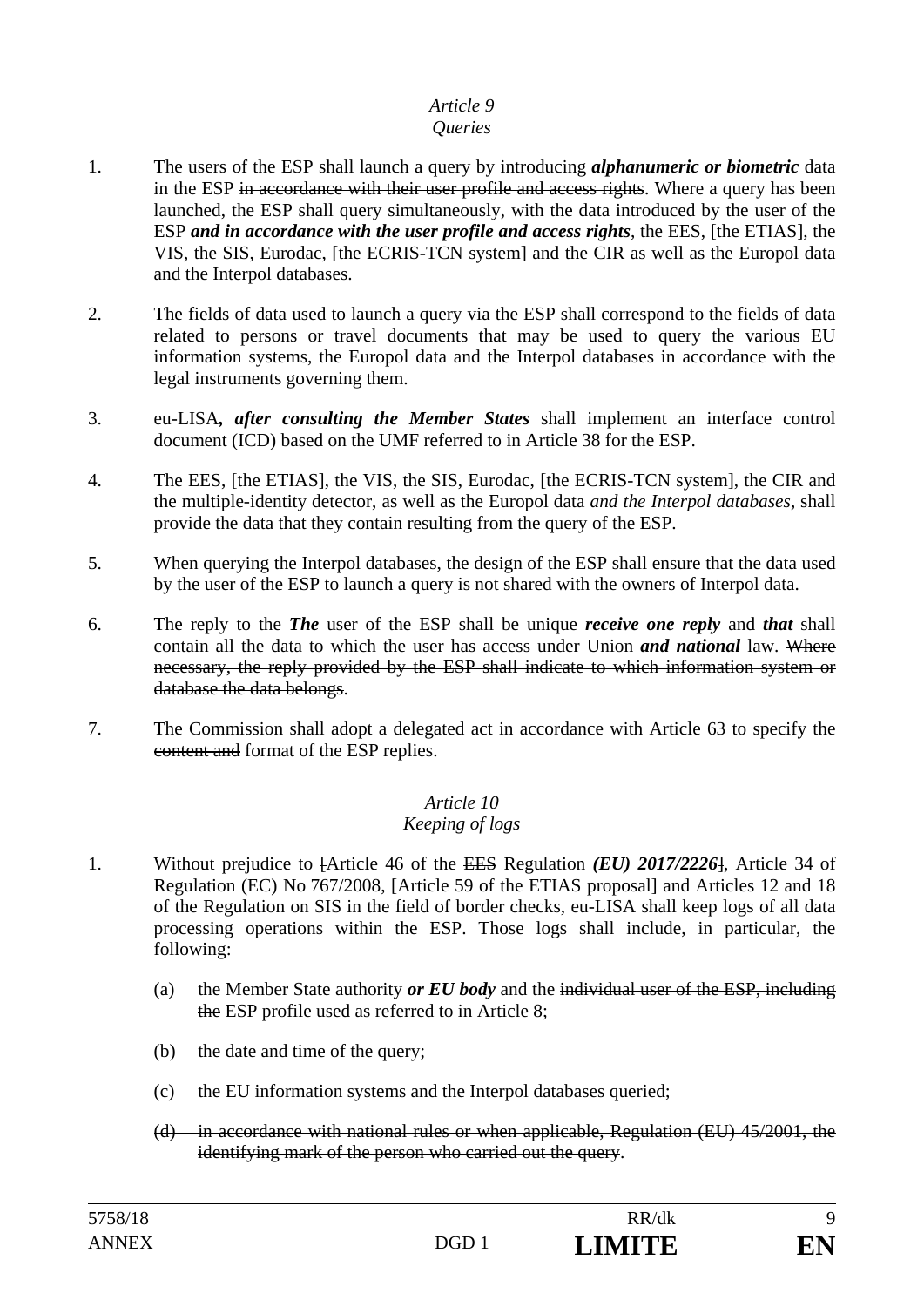*Article 9*
*Queries*

1. The users of the ESP shall launch a query by introducing ***alphanumeric or biometric*** data in the ESP ~~in accordance with their user profile and access rights~~. Where a query has been launched, the ESP shall query simultaneously, with the data introduced by the user of the ESP ***and in accordance with the user profile and access rights***, the EES, [the ETIAS], the VIS, the SIS, Eurodac, [the ECRIS-TCN system] and the CIR as well as the Europol data and the Interpol databases.

2. The fields of data used to launch a query via the ESP shall correspond to the fields of data related to persons or travel documents that may be used to query the various EU information systems, the Europol data and the Interpol databases in accordance with the legal instruments governing them.

3. eu-LISA***, after consulting the Member States*** shall implement an interface control document (ICD) based on the UMF referred to in Article 38 for the ESP.

4. The EES, [the ETIAS], the VIS, the SIS, Eurodac, [the ECRIS-TCN system], the CIR and the multiple-identity detector, as well as the Europol data *and the Interpol databases*, shall provide the data that they contain resulting from the query of the ESP.

5. When querying the Interpol databases, the design of the ESP shall ensure that the data used by the user of the ESP to launch a query is not shared with the owners of Interpol data.

6. ~~The reply to the~~ ***The*** user of the ESP shall ~~be unique~~ ***receive one reply*** ~~and~~ ***that*** shall contain all the data to which the user has access under Union ***and national*** law. ~~Where necessary, the reply provided by the ESP shall indicate to which information system or database the data belongs~~.

7. The Commission shall adopt a delegated act in accordance with Article 63 to specify the ~~content and~~ format of the ESP replies.

*Article 10*
*Keeping of logs*

1. Without prejudice to ~~[~~Article 46 of the ~~EES~~ Regulation ***(EU) 2017/2226***~~]~~, Article 34 of Regulation (EC) No 767/2008, [Article 59 of the ETIAS proposal] and Articles 12 and 18 of the Regulation on SIS in the field of border checks, eu-LISA shall keep logs of all data processing operations within the ESP. Those logs shall include, in particular, the following:

   (a) the Member State authority ***or EU body*** and the ~~individual user of the ESP, including the~~ ESP profile used as referred to in Article 8;

   (b) the date and time of the query;

   (c) the EU information systems and the Interpol databases queried;

   ~~(d) in accordance with national rules or when applicable, Regulation (EU) 45/2001, the identifying mark of the person who carried out the query~~.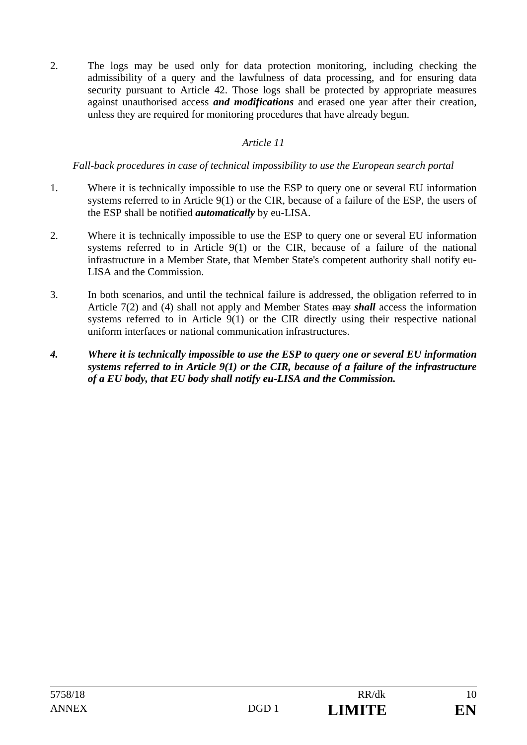2. The logs may be used only for data protection monitoring, including checking the admissibility of a query and the lawfulness of data processing, and for ensuring data security pursuant to Article 42. Those logs shall be protected by appropriate measures against unauthorised access ***and modifications*** and erased one year after their creation, unless they are required for monitoring procedures that have already begun.

*Article 11*

*Fall-back procedures in case of technical impossibility to use the European search portal*

1. Where it is technically impossible to use the ESP to query one or several EU information systems referred to in Article 9(1) or the CIR, because of a failure of the ESP, the users of the ESP shall be notified ***automatically*** by eu-LISA.

2. Where it is technically impossible to use the ESP to query one or several EU information systems referred to in Article 9(1) or the CIR, because of a failure of the national infrastructure in a Member State, that Member State~~'s competent authority~~ shall notify eu-LISA and the Commission.

3. In both scenarios, and until the technical failure is addressed, the obligation referred to in Article 7(2) and (4) shall not apply and Member States ~~may~~ ***shall*** access the information systems referred to in Article 9(1) or the CIR directly using their respective national uniform interfaces or national communication infrastructures.

***4. Where it is technically impossible to use the ESP to query one or several EU information systems referred to in Article 9(1) or the CIR, because of a failure of the infrastructure of a EU body, that EU body shall notify eu-LISA and the Commission.***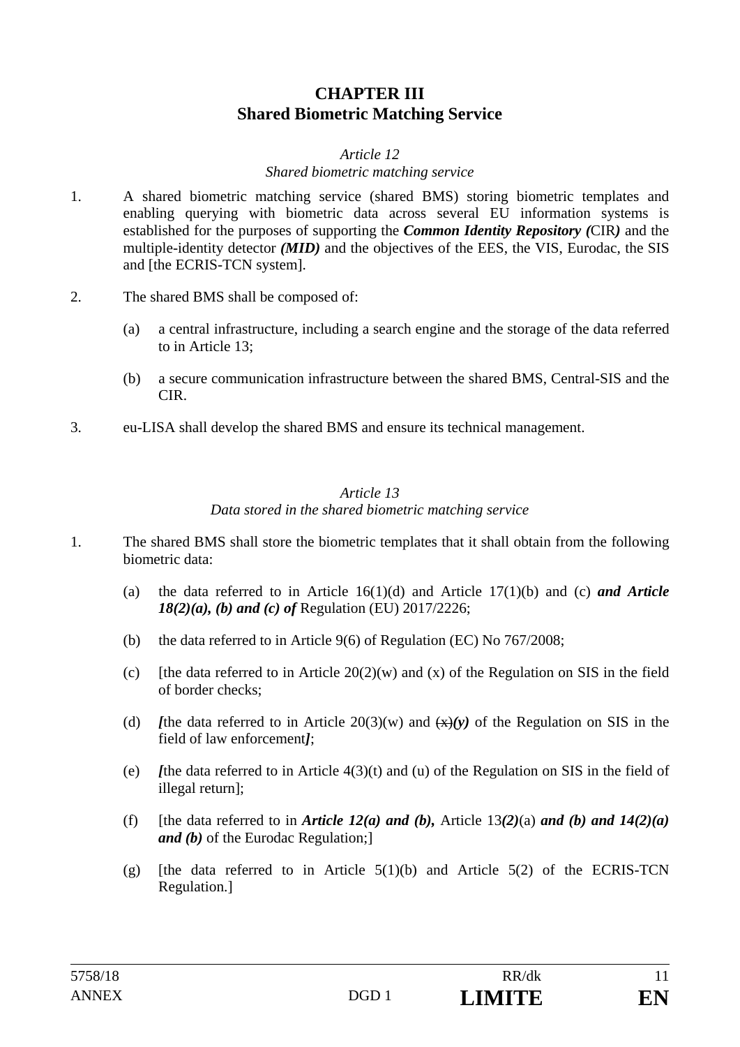# CHAPTER III
# Shared Biometric Matching Service

*Article 12*
*Shared biometric matching service*

1. A shared biometric matching service (shared BMS) storing biometric templates and enabling querying with biometric data across several EU information systems is established for the purposes of supporting the ***Common Identity Repository (***CIR***)*** and the multiple-identity detector ***(MID)*** and the objectives of the EES, the VIS, Eurodac, the SIS and [the ECRIS-TCN system].

2. The shared BMS shall be composed of:

   (a) a central infrastructure, including a search engine and the storage of the data referred to in Article 13;

   (b) a secure communication infrastructure between the shared BMS, Central-SIS and the CIR.

3. eu-LISA shall develop the shared BMS and ensure its technical management.

*Article 13*
*Data stored in the shared biometric matching service*

1. The shared BMS shall store the biometric templates that it shall obtain from the following biometric data:

   (a) the data referred to in Article 16(1)(d) and Article 17(1)(b) and (c) ***and Article 18(2)(a), (b) and (c) of*** Regulation (EU) 2017/2226;

   (b) the data referred to in Article 9(6) of Regulation (EC) No 767/2008;

   (c) [the data referred to in Article 20(2)(w) and (x) of the Regulation on SIS in the field of border checks;

   (d) ***[***the data referred to in Article 20(3)(w) and ~~(x)~~***(y)*** of the Regulation on SIS in the field of law enforcement***]***;

   (e) ***[***the data referred to in Article 4(3)(t) and (u) of the Regulation on SIS in the field of illegal return];

   (f) [the data referred to in ***Article 12(a) and (b),*** Article 13***(2)***(a) ***and (b) and 14(2)(a) and (b)*** of the Eurodac Regulation;]

   (g) [the data referred to in Article 5(1)(b) and Article 5(2) of the ECRIS-TCN Regulation.]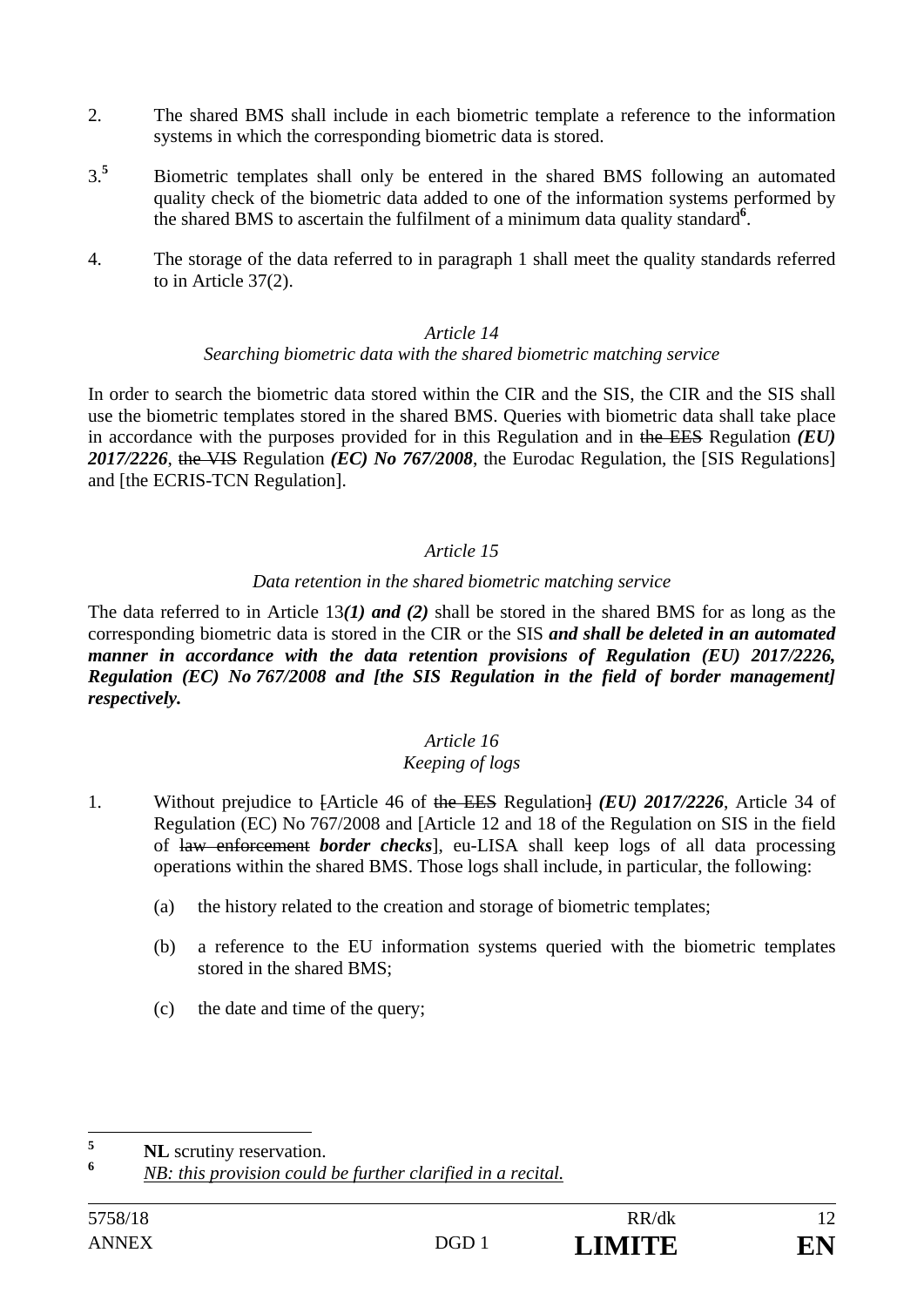2. The shared BMS shall include in each biometric template a reference to the information systems in which the corresponding biometric data is stored.

3.[5] Biometric templates shall only be entered in the shared BMS following an automated quality check of the biometric data added to one of the information systems performed by the shared BMS to ascertain the fulfilment of a minimum data quality standard[6].

4. The storage of the data referred to in paragraph 1 shall meet the quality standards referred to in Article 37(2).

*Article 14*

*Searching biometric data with the shared biometric matching service*

In order to search the biometric data stored within the CIR and the SIS, the CIR and the SIS shall use the biometric templates stored in the shared BMS. Queries with biometric data shall take place in accordance with the purposes provided for in this Regulation and in ~~the EES~~ Regulation ***(EU) 2017/2226***, ~~the VIS~~ Regulation ***(EC) No 767/2008***, the Eurodac Regulation, the [SIS Regulations] and [the ECRIS-TCN Regulation].

*Article 15*

*Data retention in the shared biometric matching service*

The data referred to in Article 13***(1) and (2)*** shall be stored in the shared BMS for as long as the corresponding biometric data is stored in the CIR or the SIS ***and shall be deleted in an automated manner in accordance with the data retention provisions of Regulation (EU) 2017/2226, Regulation (EC) No 767/2008 and [the SIS Regulation in the field of border management] respectively.***

*Article 16*

*Keeping of logs*

1. Without prejudice to ~~[~~Article 46 of ~~the EES~~ Regulation~~]~~ ***(EU) 2017/2226***, Article 34 of Regulation (EC) No 767/2008 and [Article 12 and 18 of the Regulation on SIS in the field of ~~law enforcement~~ ***border checks***], eu-LISA shall keep logs of all data processing operations within the shared BMS. Those logs shall include, in particular, the following:

   (a) the history related to the creation and storage of biometric templates;

   (b) a reference to the EU information systems queried with the biometric templates stored in the shared BMS;

   (c) the date and time of the query;

---

[5] **NL** scrutiny reservation.

[6] *NB: this provision could be further clarified in a recital.*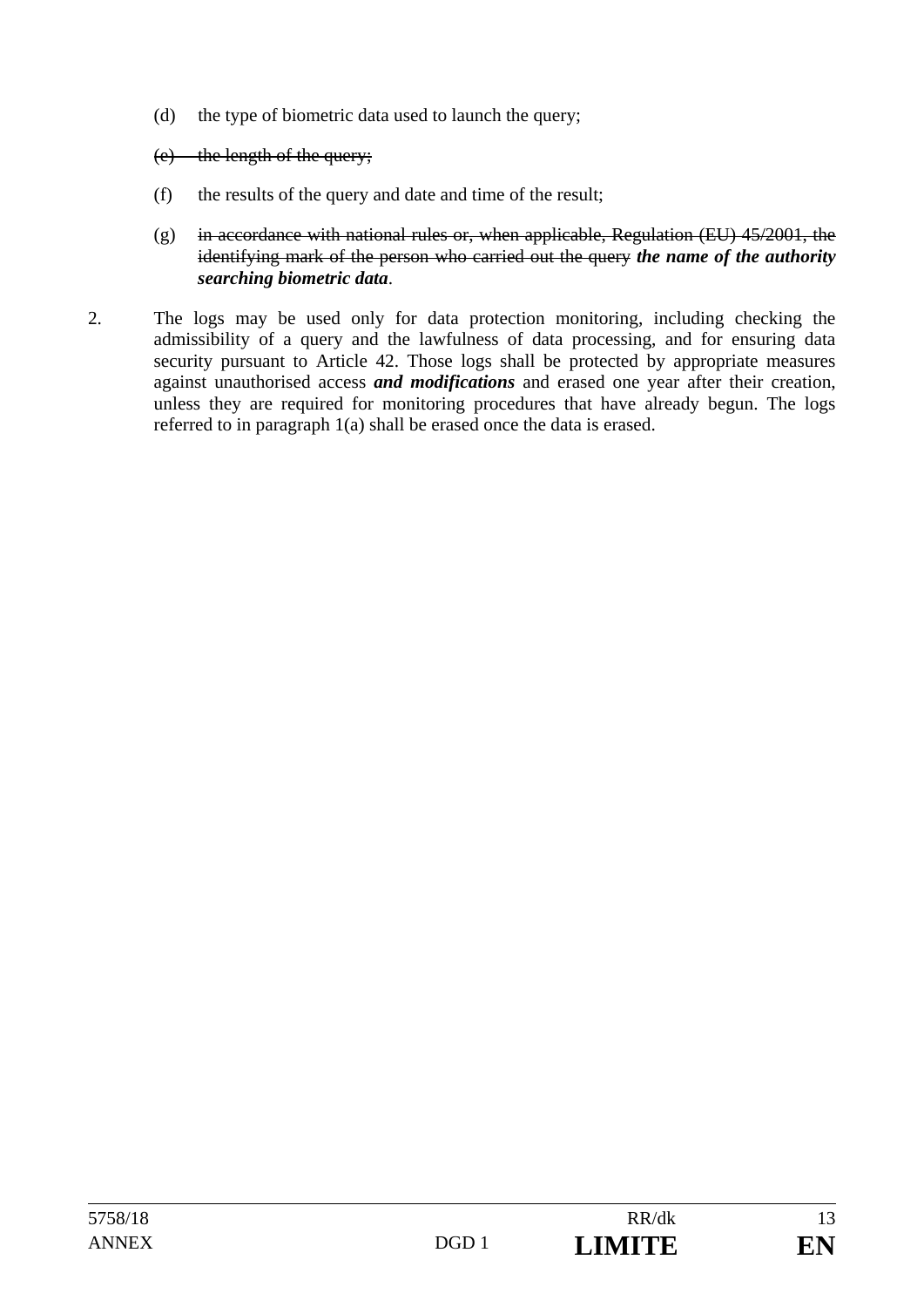(d) the type of biometric data used to launch the query;

~~(e) the length of the query;~~

(f) the results of the query and date and time of the result;

(g) ~~in accordance with national rules or, when applicable, Regulation (EU) 45/2001, the identifying mark of the person who carried out the query~~ ***the name of the authority searching biometric data***.

2. The logs may be used only for data protection monitoring, including checking the admissibility of a query and the lawfulness of data processing, and for ensuring data security pursuant to Article 42. Those logs shall be protected by appropriate measures against unauthorised access ***and modifications*** and erased one year after their creation, unless they are required for monitoring procedures that have already begun. The logs referred to in paragraph 1(a) shall be erased once the data is erased.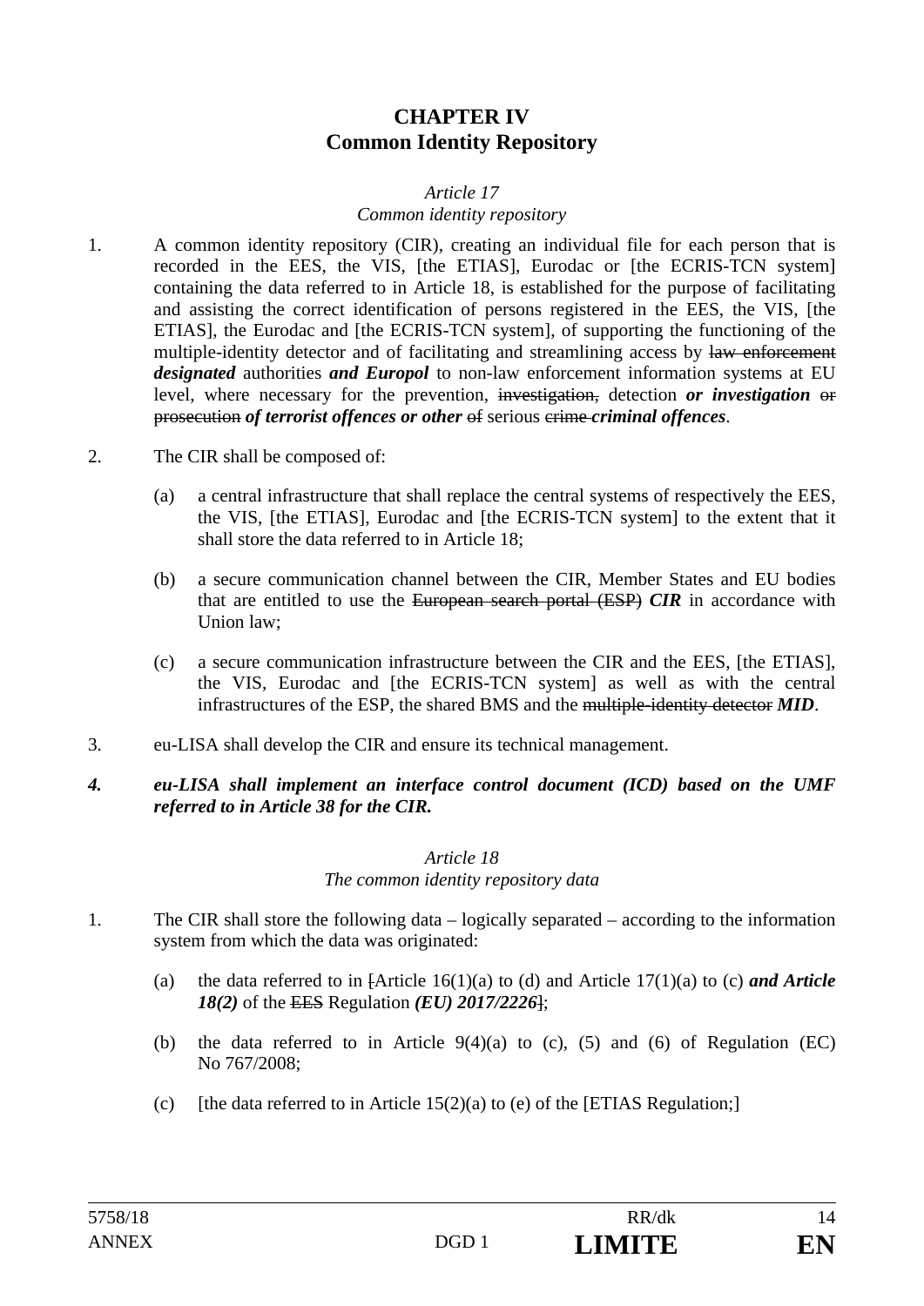# CHAPTER IV
# Common Identity Repository

*Article 17*
*Common identity repository*

1. A common identity repository (CIR), creating an individual file for each person that is recorded in the EES, the VIS, [the ETIAS], Eurodac or [the ECRIS-TCN system] containing the data referred to in Article 18, is established for the purpose of facilitating and assisting the correct identification of persons registered in the EES, the VIS, [the ETIAS], the Eurodac and [the ECRIS-TCN system], of supporting the functioning of the multiple-identity detector and of facilitating and streamlining access by ~~law enforcement~~ ***designated*** authorities ***and Europol*** to non-law enforcement information systems at EU level, where necessary for the prevention, ~~investigation,~~ detection ***or investigation*** ~~or prosecution~~ ***of terrorist offences or other*** ~~of~~ serious ~~crime~~ ***criminal offences***.

2. The CIR shall be composed of:

   (a) a central infrastructure that shall replace the central systems of respectively the EES, the VIS, [the ETIAS], Eurodac and [the ECRIS-TCN system] to the extent that it shall store the data referred to in Article 18;

   (b) a secure communication channel between the CIR, Member States and EU bodies that are entitled to use the ~~European search portal (ESP)~~ ***CIR*** in accordance with Union law;

   (c) a secure communication infrastructure between the CIR and the EES, [the ETIAS], the VIS, Eurodac and [the ECRIS-TCN system] as well as with the central infrastructures of the ESP, the shared BMS and the ~~multiple-identity detector~~ ***MID***.

3. eu-LISA shall develop the CIR and ensure its technical management.

***4. eu-LISA shall implement an interface control document (ICD) based on the UMF referred to in Article 38 for the CIR.***

*Article 18*
*The common identity repository data*

1. The CIR shall store the following data – logically separated – according to the information system from which the data was originated:

   (a) the data referred to in ~~[~~Article 16(1)(a) to (d) and Article 17(1)(a) to (c) ***and Article 18(2)*** of the ~~EES~~ Regulation ***(EU) 2017/2226***~~]~~;

   (b) the data referred to in Article 9(4)(a) to (c), (5) and (6) of Regulation (EC) No 767/2008;

   (c) [the data referred to in Article 15(2)(a) to (e) of the [ETIAS Regulation;]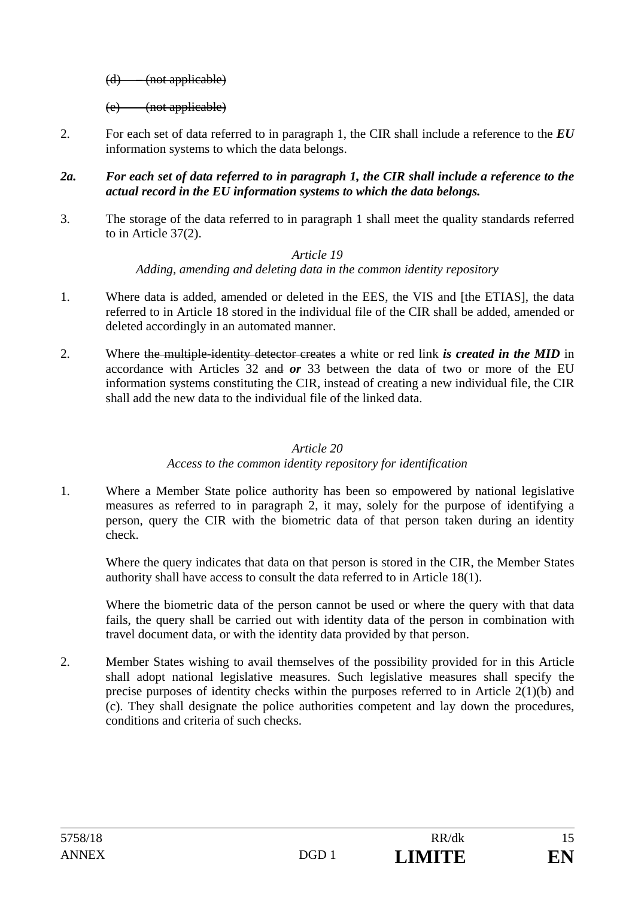~~(d) – (not applicable)~~

~~(e) (not applicable)~~

2. For each set of data referred to in paragraph 1, the CIR shall include a reference to the ***EU*** information systems to which the data belongs.

***2a. For each set of data referred to in paragraph 1, the CIR shall include a reference to the actual record in the EU information systems to which the data belongs.***

3. The storage of the data referred to in paragraph 1 shall meet the quality standards referred to in Article 37(2).

*Article 19*
*Adding, amending and deleting data in the common identity repository*

1. Where data is added, amended or deleted in the EES, the VIS and [the ETIAS], the data referred to in Article 18 stored in the individual file of the CIR shall be added, amended or deleted accordingly in an automated manner.

2. Where ~~the multiple-identity detector creates~~ a white or red link ***is created in the MID*** in accordance with Articles 32 ~~and~~ ***or*** 33 between the data of two or more of the EU information systems constituting the CIR, instead of creating a new individual file, the CIR shall add the new data to the individual file of the linked data.

*Article 20*
*Access to the common identity repository for identification*

1. Where a Member State police authority has been so empowered by national legislative measures as referred to in paragraph 2, it may, solely for the purpose of identifying a person, query the CIR with the biometric data of that person taken during an identity check.

   Where the query indicates that data on that person is stored in the CIR, the Member States authority shall have access to consult the data referred to in Article 18(1).

   Where the biometric data of the person cannot be used or where the query with that data fails, the query shall be carried out with identity data of the person in combination with travel document data, or with the identity data provided by that person.

2. Member States wishing to avail themselves of the possibility provided for in this Article shall adopt national legislative measures. Such legislative measures shall specify the precise purposes of identity checks within the purposes referred to in Article 2(1)(b) and (c). They shall designate the police authorities competent and lay down the procedures, conditions and criteria of such checks.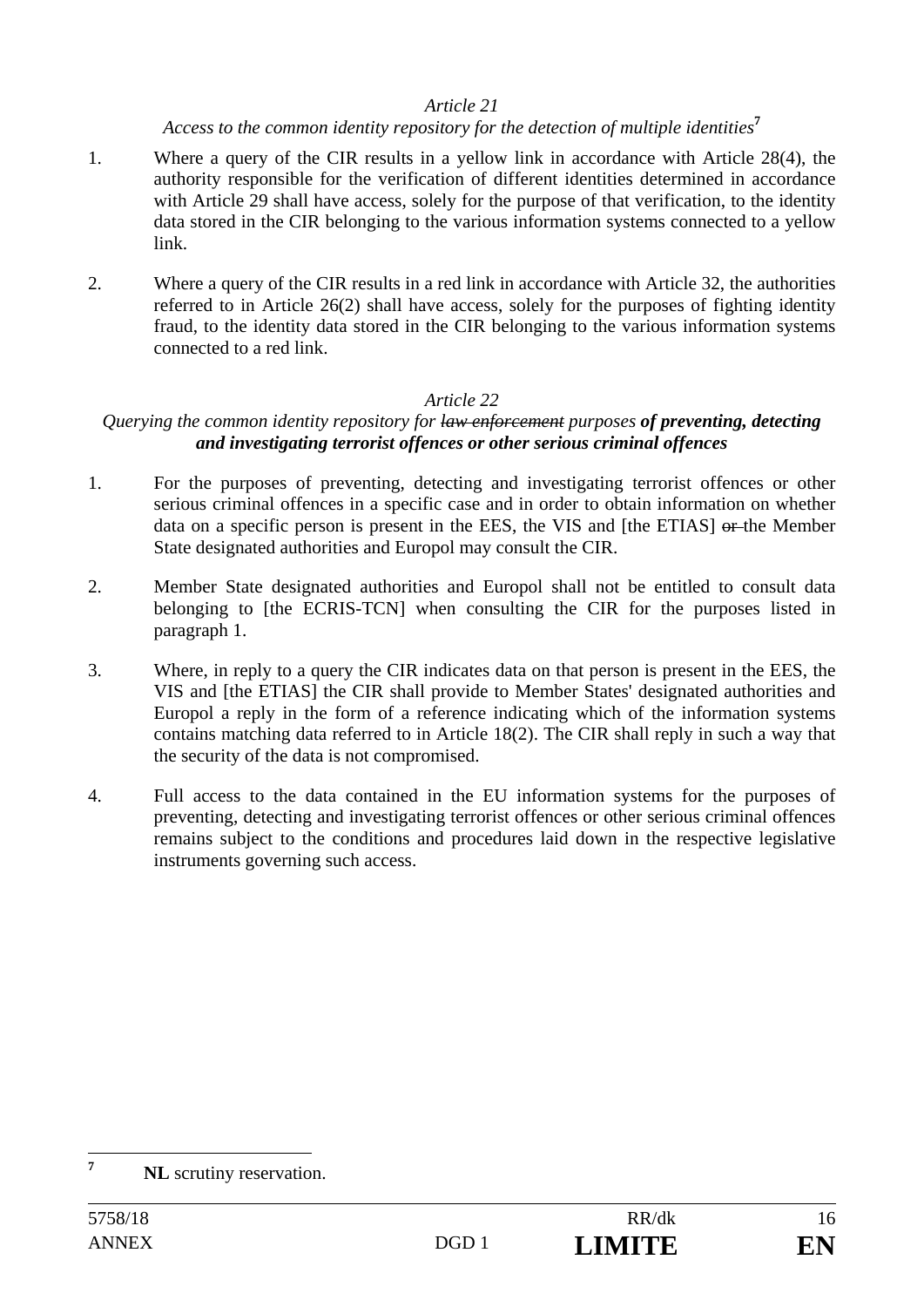*Article 21*

*Access to the common identity repository for the detection of multiple identities*[7]

1. Where a query of the CIR results in a yellow link in accordance with Article 28(4), the authority responsible for the verification of different identities determined in accordance with Article 29 shall have access, solely for the purpose of that verification, to the identity data stored in the CIR belonging to the various information systems connected to a yellow link.

2. Where a query of the CIR results in a red link in accordance with Article 32, the authorities referred to in Article 26(2) shall have access, solely for the purposes of fighting identity fraud, to the identity data stored in the CIR belonging to the various information systems connected to a red link.

*Article 22*

*Querying the common identity repository for ~~law enforcement~~ purposes* ***of preventing, detecting and investigating terrorist offences or other serious criminal offences***

1. For the purposes of preventing, detecting and investigating terrorist offences or other serious criminal offences in a specific case and in order to obtain information on whether data on a specific person is present in the EES, the VIS and [the ETIAS] ~~or~~ the Member State designated authorities and Europol may consult the CIR.

2. Member State designated authorities and Europol shall not be entitled to consult data belonging to [the ECRIS-TCN] when consulting the CIR for the purposes listed in paragraph 1.

3. Where, in reply to a query the CIR indicates data on that person is present in the EES, the VIS and [the ETIAS] the CIR shall provide to Member States' designated authorities and Europol a reply in the form of a reference indicating which of the information systems contains matching data referred to in Article 18(2). The CIR shall reply in such a way that the security of the data is not compromised.

4. Full access to the data contained in the EU information systems for the purposes of preventing, detecting and investigating terrorist offences or other serious criminal offences remains subject to the conditions and procedures laid down in the respective legislative instruments governing such access.

---

[7] **NL** scrutiny reservation.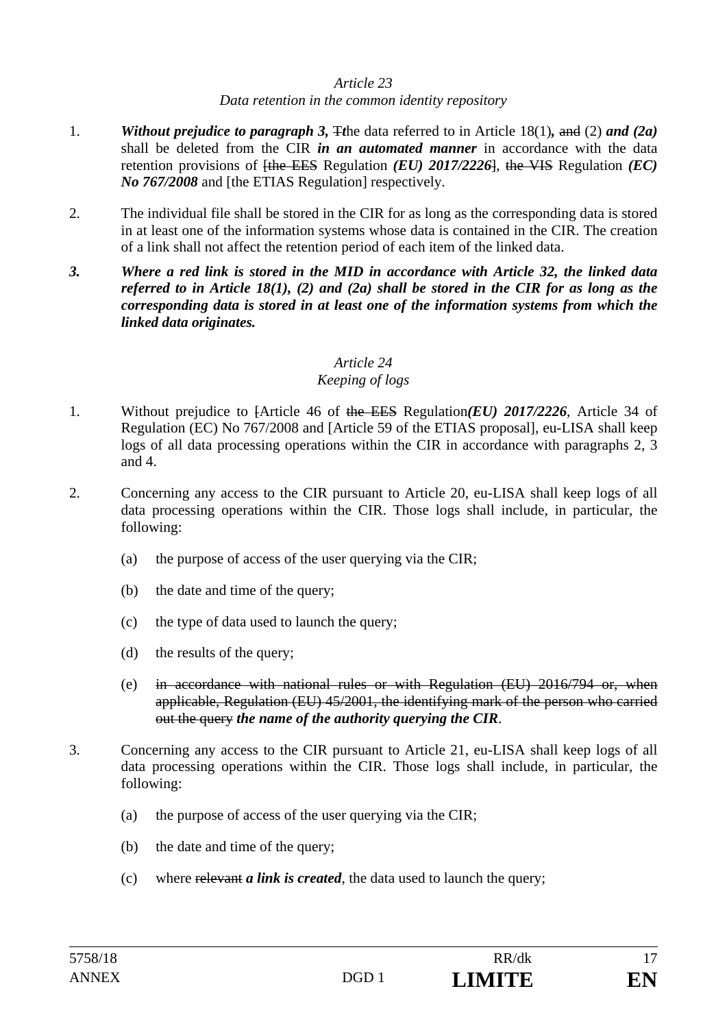*Article 23*

*Data retention in the common identity repository*

1. ***Without prejudice to paragraph 3,*** ~~T~~***t***he data referred to in Article 18(1)***,*** ~~and~~ (2) ***and (2a)*** shall be deleted from the CIR ***in an automated manner*** in accordance with the data retention provisions of ~~[the EES~~ Regulation ***(EU) 2017/2226***~~]~~, ~~the VIS~~ Regulation ***(EC) No 767/2008*** and [the ETIAS Regulation] respectively.

2. The individual file shall be stored in the CIR for as long as the corresponding data is stored in at least one of the information systems whose data is contained in the CIR. The creation of a link shall not affect the retention period of each item of the linked data.

***3. Where a red link is stored in the MID in accordance with Article 32, the linked data referred to in Article 18(1), (2) and (2a) shall be stored in the CIR for as long as the corresponding data is stored in at least one of the information systems from which the linked data originates.***

*Article 24*

*Keeping of logs*

1. Without prejudice to ~~[~~Article 46 of ~~the EES~~ Regulation***(EU) 2017/2226***, Article 34 of Regulation (EC) No 767/2008 and [Article 59 of the ETIAS proposal], eu-LISA shall keep logs of all data processing operations within the CIR in accordance with paragraphs 2, 3 and 4.

2. Concerning any access to the CIR pursuant to Article 20, eu-LISA shall keep logs of all data processing operations within the CIR. Those logs shall include, in particular, the following:

   (a) the purpose of access of the user querying via the CIR;

   (b) the date and time of the query;

   (c) the type of data used to launch the query;

   (d) the results of the query;

   (e) ~~in accordance with national rules or with Regulation (EU) 2016/794 or, when applicable, Regulation (EU) 45/2001, the identifying mark of the person who carried out the query~~ ***the name of the authority querying the CIR***.

3. Concerning any access to the CIR pursuant to Article 21, eu-LISA shall keep logs of all data processing operations within the CIR. Those logs shall include, in particular, the following:

   (a) the purpose of access of the user querying via the CIR;

   (b) the date and time of the query;

   (c) where ~~relevant~~ ***a link is created***, the data used to launch the query;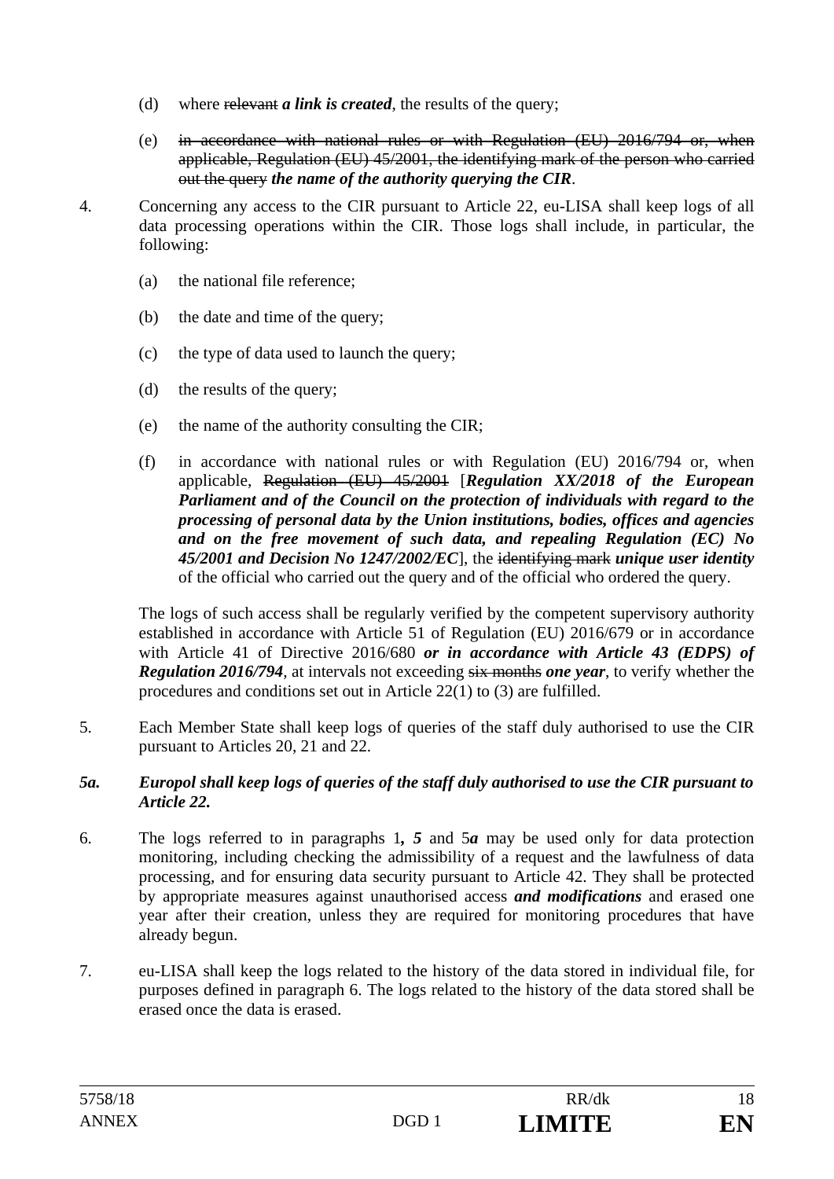(d) where ~~relevant~~ ***a link is created***, the results of the query;

(e) ~~in accordance with national rules or with Regulation (EU) 2016/794 or, when applicable, Regulation (EU) 45/2001, the identifying mark of the person who carried out the query~~ ***the name of the authority querying the CIR***.

4. Concerning any access to the CIR pursuant to Article 22, eu-LISA shall keep logs of all data processing operations within the CIR. Those logs shall include, in particular, the following:

   (a) the national file reference;

   (b) the date and time of the query;

   (c) the type of data used to launch the query;

   (d) the results of the query;

   (e) the name of the authority consulting the CIR;

   (f) in accordance with national rules or with Regulation (EU) 2016/794 or, when applicable, ~~Regulation (EU) 45/2001~~ [***Regulation XX/2018 of the European Parliament and of the Council on the protection of individuals with regard to the processing of personal data by the Union institutions, bodies, offices and agencies and on the free movement of such data, and repealing Regulation (EC) No 45/2001 and Decision No 1247/2002/EC***], the ~~identifying mark~~ ***unique user identity*** of the official who carried out the query and of the official who ordered the query.

   The logs of such access shall be regularly verified by the competent supervisory authority established in accordance with Article 51 of Regulation (EU) 2016/679 or in accordance with Article 41 of Directive 2016/680 ***or in accordance with Article 43 (EDPS) of Regulation 2016/794***, at intervals not exceeding ~~six months~~ ***one year***, to verify whether the procedures and conditions set out in Article 22(1) to (3) are fulfilled.

5. Each Member State shall keep logs of queries of the staff duly authorised to use the CIR pursuant to Articles 20, 21 and 22.

***5a. Europol shall keep logs of queries of the staff duly authorised to use the CIR pursuant to Article 22.***

6. The logs referred to in paragraphs 1***, 5*** and 5***a*** may be used only for data protection monitoring, including checking the admissibility of a request and the lawfulness of data processing, and for ensuring data security pursuant to Article 42. They shall be protected by appropriate measures against unauthorised access ***and modifications*** and erased one year after their creation, unless they are required for monitoring procedures that have already begun.

7. eu-LISA shall keep the logs related to the history of the data stored in individual file, for purposes defined in paragraph 6. The logs related to the history of the data stored shall be erased once the data is erased.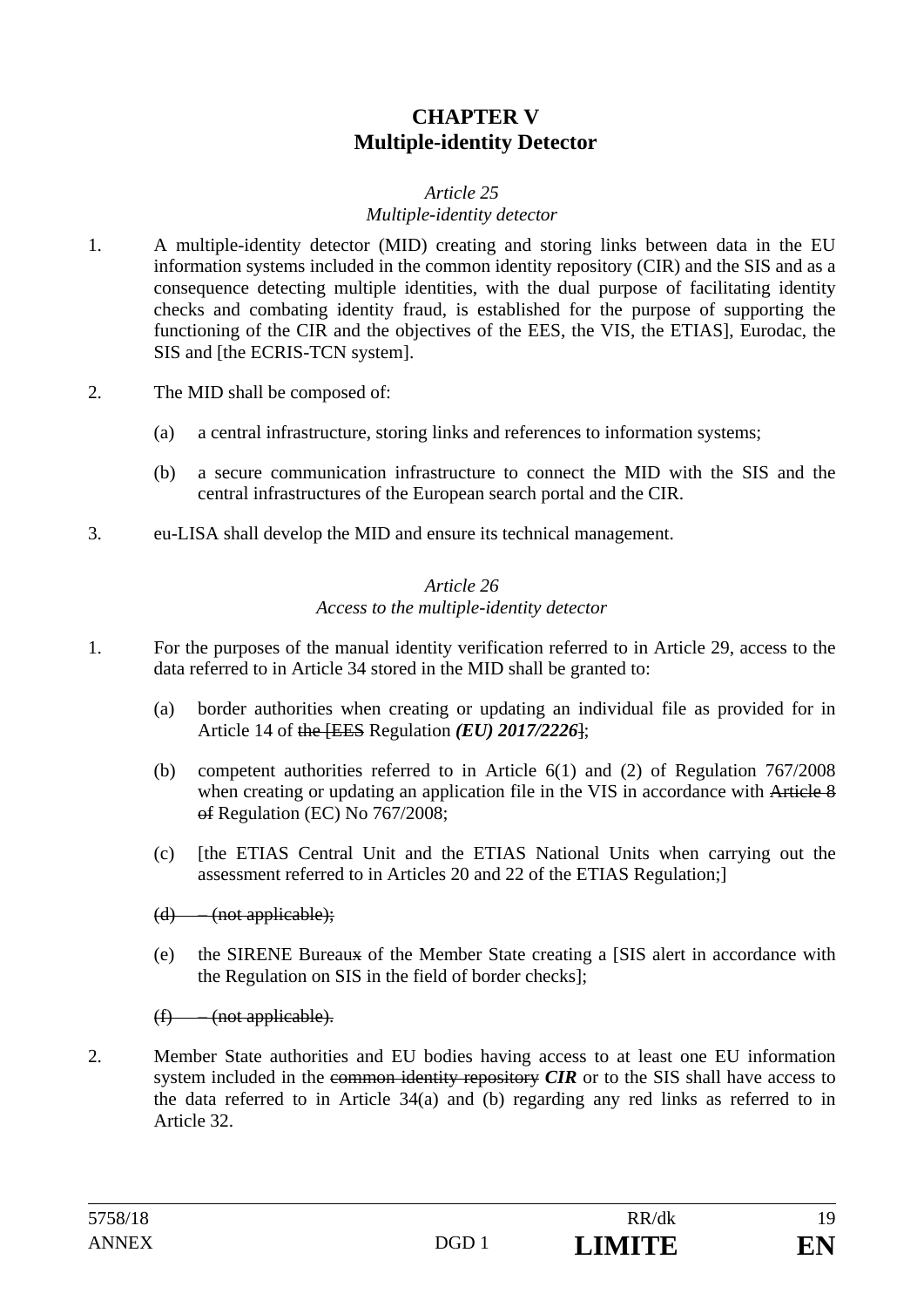# CHAPTER V
# Multiple-identity Detector

*Article 25*
*Multiple-identity detector*

1. A multiple-identity detector (MID) creating and storing links between data in the EU information systems included in the common identity repository (CIR) and the SIS and as a consequence detecting multiple identities, with the dual purpose of facilitating identity checks and combating identity fraud, is established for the purpose of supporting the functioning of the CIR and the objectives of the EES, the VIS, the ETIAS], Eurodac, the SIS and [the ECRIS-TCN system].

2. The MID shall be composed of:

   (a) a central infrastructure, storing links and references to information systems;

   (b) a secure communication infrastructure to connect the MID with the SIS and the central infrastructures of the European search portal and the CIR.

3. eu-LISA shall develop the MID and ensure its technical management.

*Article 26*
*Access to the multiple-identity detector*

1. For the purposes of the manual identity verification referred to in Article 29, access to the data referred to in Article 34 stored in the MID shall be granted to:

   (a) border authorities when creating or updating an individual file as provided for in Article 14 of ~~the [EES~~ Regulation ***(EU) 2017/2226***~~]~~;

   (b) competent authorities referred to in Article 6(1) and (2) of Regulation 767/2008 when creating or updating an application file in the VIS in accordance with ~~Article 8 of~~ Regulation (EC) No 767/2008;

   (c) [the ETIAS Central Unit and the ETIAS National Units when carrying out the assessment referred to in Articles 20 and 22 of the ETIAS Regulation;]

   ~~(d) – (not applicable);~~

   (e) the SIRENE Bureau~~x~~ of the Member State creating a [SIS alert in accordance with the Regulation on SIS in the field of border checks];

   ~~(f) – (not applicable).~~

2. Member State authorities and EU bodies having access to at least one EU information system included in the ~~common identity repository~~ ***CIR*** or to the SIS shall have access to the data referred to in Article 34(a) and (b) regarding any red links as referred to in Article 32.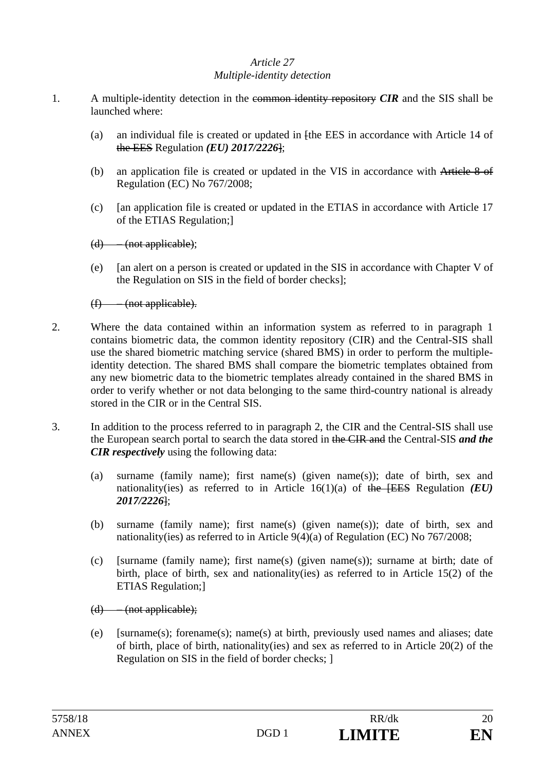*Article 27*
*Multiple-identity detection*

1. A multiple-identity detection in the ~~common identity repository~~ ***CIR*** and the SIS shall be launched where:

   (a) an individual file is created or updated in ~~[~~the EES in accordance with Article 14 of ~~the EES~~ Regulation ***(EU) 2017/2226***~~]~~;

   (b) an application file is created or updated in the VIS in accordance with ~~Article 8 of~~ Regulation (EC) No 767/2008;

   (c) [an application file is created or updated in the ETIAS in accordance with Article 17 of the ETIAS Regulation;]

   ~~(d) – (not applicable);~~

   (e) [an alert on a person is created or updated in the SIS in accordance with Chapter V of the Regulation on SIS in the field of border checks];

   ~~(f) – (not applicable).~~

2. Where the data contained within an information system as referred to in paragraph 1 contains biometric data, the common identity repository (CIR) and the Central-SIS shall use the shared biometric matching service (shared BMS) in order to perform the multiple-identity detection. The shared BMS shall compare the biometric templates obtained from any new biometric data to the biometric templates already contained in the shared BMS in order to verify whether or not data belonging to the same third-country national is already stored in the CIR or in the Central SIS.

3. In addition to the process referred to in paragraph 2, the CIR and the Central-SIS shall use the European search portal to search the data stored in ~~the CIR and~~ the Central-SIS ***and the CIR respectively*** using the following data:

   (a) surname (family name); first name(s) (given name(s)); date of birth, sex and nationality(ies) as referred to in Article 16(1)(a) of ~~the [EES~~ Regulation ***(EU) 2017/2226***~~]~~;

   (b) surname (family name); first name(s) (given name(s)); date of birth, sex and nationality(ies) as referred to in Article 9(4)(a) of Regulation (EC) No 767/2008;

   (c) [surname (family name); first name(s) (given name(s)); surname at birth; date of birth, place of birth, sex and nationality(ies) as referred to in Article 15(2) of the ETIAS Regulation;]

   ~~(d) – (not applicable);~~

   (e) [surname(s); forename(s); name(s) at birth, previously used names and aliases; date of birth, place of birth, nationality(ies) and sex as referred to in Article 20(2) of the Regulation on SIS in the field of border checks; ]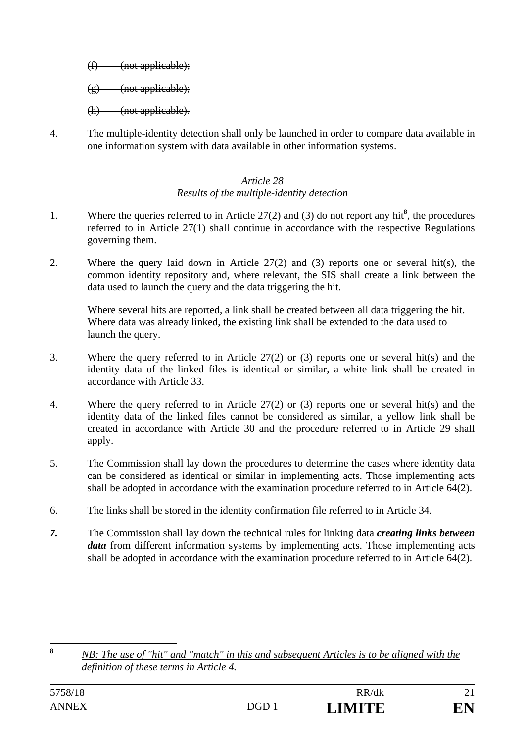~~(f) – (not applicable);~~

~~(g) – (not applicable);~~

~~(h) – (not applicable).~~

4. The multiple-identity detection shall only be launched in order to compare data available in one information system with data available in other information systems.

*Article 28*

*Results of the multiple-identity detection*

1. Where the queries referred to in Article 27(2) and (3) do not report any hit[8], the procedures referred to in Article 27(1) shall continue in accordance with the respective Regulations governing them.

2. Where the query laid down in Article 27(2) and (3) reports one or several hit(s), the common identity repository and, where relevant, the SIS shall create a link between the data used to launch the query and the data triggering the hit.

   Where several hits are reported, a link shall be created between all data triggering the hit. Where data was already linked, the existing link shall be extended to the data used to launch the query.

3. Where the query referred to in Article 27(2) or (3) reports one or several hit(s) and the identity data of the linked files is identical or similar, a white link shall be created in accordance with Article 33.

4. Where the query referred to in Article 27(2) or (3) reports one or several hit(s) and the identity data of the linked files cannot be considered as similar, a yellow link shall be created in accordance with Article 30 and the procedure referred to in Article 29 shall apply.

5. The Commission shall lay down the procedures to determine the cases where identity data can be considered as identical or similar in implementing acts. Those implementing acts shall be adopted in accordance with the examination procedure referred to in Article 64(2).

6. The links shall be stored in the identity confirmation file referred to in Article 34.

***7.*** The Commission shall lay down the technical rules for ~~linking data~~ ***creating links between data*** from different information systems by implementing acts. Those implementing acts shall be adopted in accordance with the examination procedure referred to in Article 64(2).

---

[8] *NB: The use of "hit" and "match" in this and subsequent Articles is to be aligned with the definition of these terms in Article 4.*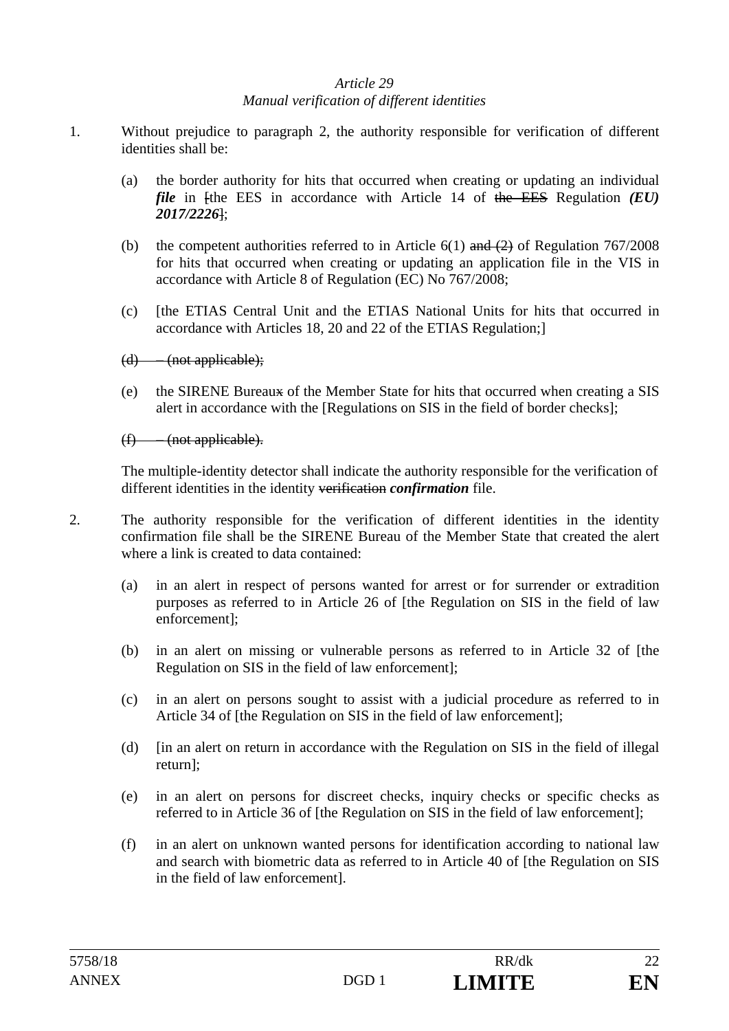*Article 29*
*Manual verification of different identities*

1. Without prejudice to paragraph 2, the authority responsible for verification of different identities shall be:

   (a) the border authority for hits that occurred when creating or updating an individual ***file*** in ~~[~~the EES in accordance with Article 14 of ~~the EES~~ Regulation ***(EU) 2017/2226***~~]~~;

   (b) the competent authorities referred to in Article 6(1) ~~and (2)~~ of Regulation 767/2008 for hits that occurred when creating or updating an application file in the VIS in accordance with Article 8 of Regulation (EC) No 767/2008;

   (c) [the ETIAS Central Unit and the ETIAS National Units for hits that occurred in accordance with Articles 18, 20 and 22 of the ETIAS Regulation;]

   ~~(d) – (not applicable);~~

   (e) the SIRENE Bureau~~x~~ of the Member State for hits that occurred when creating a SIS alert in accordance with the [Regulations on SIS in the field of border checks];

   ~~(f) – (not applicable).~~

   The multiple-identity detector shall indicate the authority responsible for the verification of different identities in the identity ~~verification~~ ***confirmation*** file.

2. The authority responsible for the verification of different identities in the identity confirmation file shall be the SIRENE Bureau of the Member State that created the alert where a link is created to data contained:

   (a) in an alert in respect of persons wanted for arrest or for surrender or extradition purposes as referred to in Article 26 of [the Regulation on SIS in the field of law enforcement];

   (b) in an alert on missing or vulnerable persons as referred to in Article 32 of [the Regulation on SIS in the field of law enforcement];

   (c) in an alert on persons sought to assist with a judicial procedure as referred to in Article 34 of [the Regulation on SIS in the field of law enforcement];

   (d) [in an alert on return in accordance with the Regulation on SIS in the field of illegal return];

   (e) in an alert on persons for discreet checks, inquiry checks or specific checks as referred to in Article 36 of [the Regulation on SIS in the field of law enforcement];

   (f) in an alert on unknown wanted persons for identification according to national law and search with biometric data as referred to in Article 40 of [the Regulation on SIS in the field of law enforcement].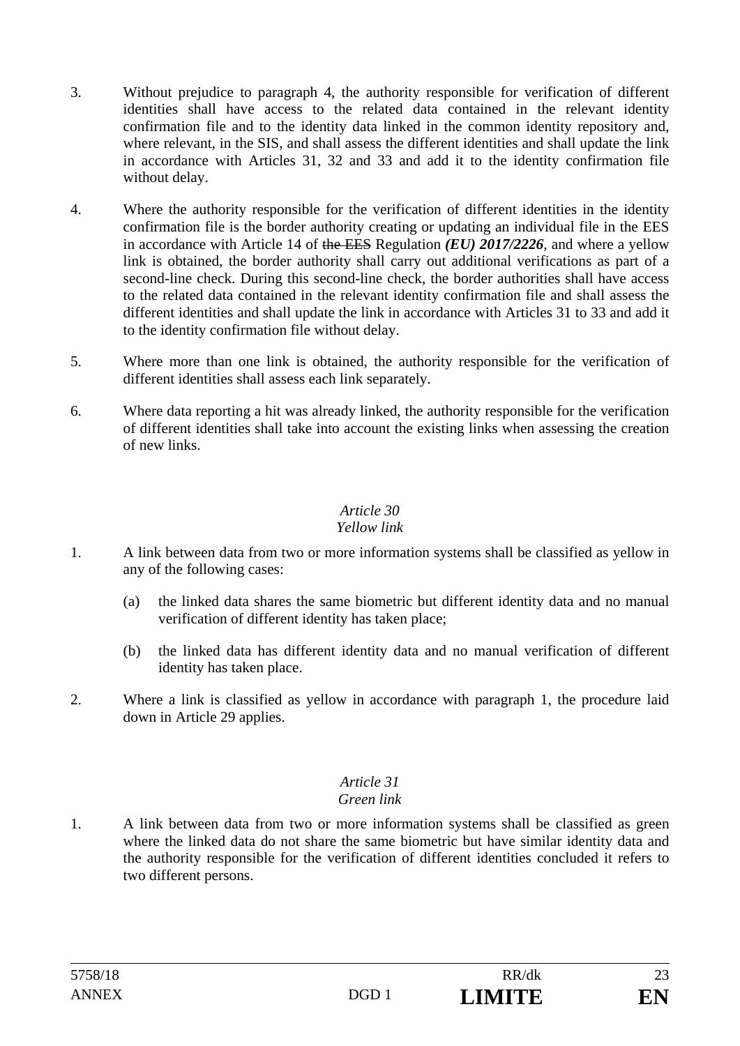3. Without prejudice to paragraph 4, the authority responsible for verification of different identities shall have access to the related data contained in the relevant identity confirmation file and to the identity data linked in the common identity repository and, where relevant, in the SIS, and shall assess the different identities and shall update the link in accordance with Articles 31, 32 and 33 and add it to the identity confirmation file without delay.

4. Where the authority responsible for the verification of different identities in the identity confirmation file is the border authority creating or updating an individual file in the EES in accordance with Article 14 of ~~the EES~~ Regulation ***(EU) 2017/2226***, and where a yellow link is obtained, the border authority shall carry out additional verifications as part of a second-line check. During this second-line check, the border authorities shall have access to the related data contained in the relevant identity confirmation file and shall assess the different identities and shall update the link in accordance with Articles 31 to 33 and add it to the identity confirmation file without delay.

5. Where more than one link is obtained, the authority responsible for the verification of different identities shall assess each link separately.

6. Where data reporting a hit was already linked, the authority responsible for the verification of different identities shall take into account the existing links when assessing the creation of new links.

### *Article 30*
### *Yellow link*

1. A link between data from two or more information systems shall be classified as yellow in any of the following cases:

   (a) the linked data shares the same biometric but different identity data and no manual verification of different identity has taken place;

   (b) the linked data has different identity data and no manual verification of different identity has taken place.

2. Where a link is classified as yellow in accordance with paragraph 1, the procedure laid down in Article 29 applies.

### *Article 31*
### *Green link*

1. A link between data from two or more information systems shall be classified as green where the linked data do not share the same biometric but have similar identity data and the authority responsible for the verification of different identities concluded it refers to two different persons.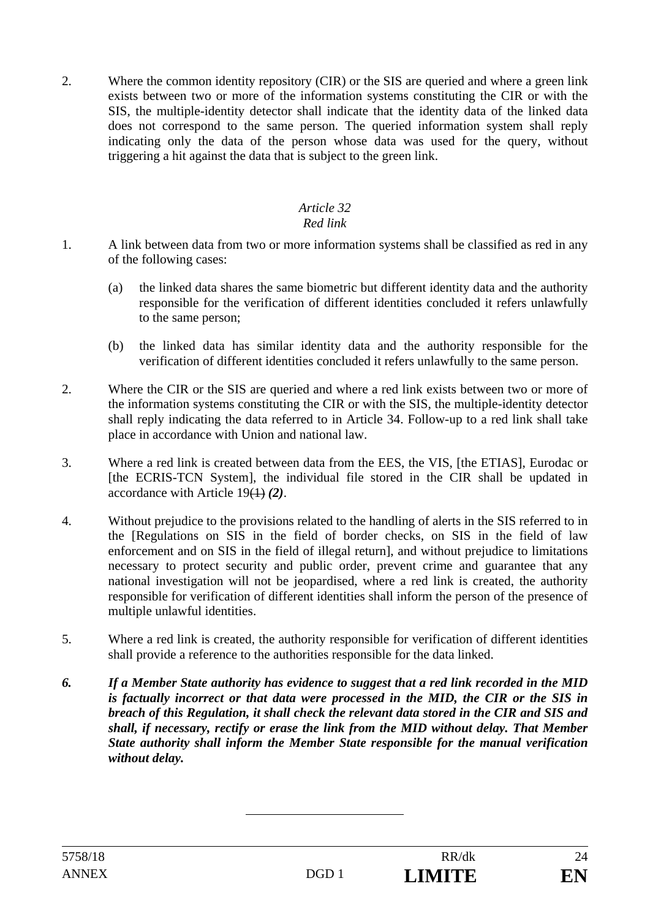2. Where the common identity repository (CIR) or the SIS are queried and where a green link exists between two or more of the information systems constituting the CIR or with the SIS, the multiple-identity detector shall indicate that the identity data of the linked data does not correspond to the same person. The queried information system shall reply indicating only the data of the person whose data was used for the query, without triggering a hit against the data that is subject to the green link.

*Article 32*
*Red link*

1. A link between data from two or more information systems shall be classified as red in any of the following cases:

   (a) the linked data shares the same biometric but different identity data and the authority responsible for the verification of different identities concluded it refers unlawfully to the same person;

   (b) the linked data has similar identity data and the authority responsible for the verification of different identities concluded it refers unlawfully to the same person.

2. Where the CIR or the SIS are queried and where a red link exists between two or more of the information systems constituting the CIR or with the SIS, the multiple-identity detector shall reply indicating the data referred to in Article 34. Follow-up to a red link shall take place in accordance with Union and national law.

3. Where a red link is created between data from the EES, the VIS, [the ETIAS], Eurodac or [the ECRIS-TCN System], the individual file stored in the CIR shall be updated in accordance with Article 19~~(1)~~ ***(2)***.

4. Without prejudice to the provisions related to the handling of alerts in the SIS referred to in the [Regulations on SIS in the field of border checks, on SIS in the field of law enforcement and on SIS in the field of illegal return], and without prejudice to limitations necessary to protect security and public order, prevent crime and guarantee that any national investigation will not be jeopardised, where a red link is created, the authority responsible for verification of different identities shall inform the person of the presence of multiple unlawful identities.

5. Where a red link is created, the authority responsible for verification of different identities shall provide a reference to the authorities responsible for the data linked.

***6. If a Member State authority has evidence to suggest that a red link recorded in the MID is factually incorrect or that data were processed in the MID, the CIR or the SIS in breach of this Regulation, it shall check the relevant data stored in the CIR and SIS and shall, if necessary, rectify or erase the link from the MID without delay. That Member State authority shall inform the Member State responsible for the manual verification without delay.***